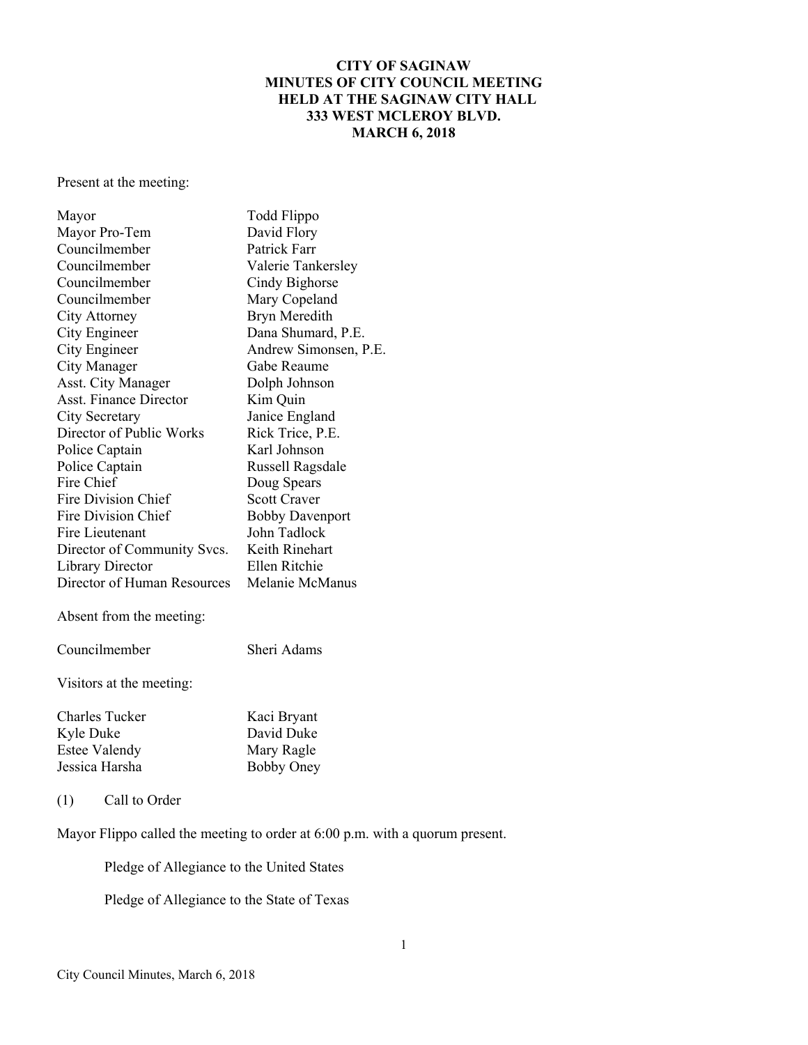# CITY OF SAGINAW
## MINUTES OF CITY COUNCIL MEETING
## HELD AT THE SAGINAW CITY HALL
## 333 WEST MCLEROY BLVD.
## MARCH 6, 2018

Present at the meeting:

| | |
|---|---|
| Mayor | Todd Flippo |
| Mayor Pro-Tem | David Flory |
| Councilmember | Patrick Farr |
| Councilmember | Valerie Tankersley |
| Councilmember | Cindy Bighorse |
| Councilmember | Mary Copeland |
| City Attorney | Bryn Meredith |
| City Engineer | Dana Shumard, P.E. |
| City Engineer | Andrew Simonsen, P.E. |
| City Manager | Gabe Reaume |
| Asst. City Manager | Dolph Johnson |
| Asst. Finance Director | Kim Quin |
| City Secretary | Janice England |
| Director of Public Works | Rick Trice, P.E. |
| Police Captain | Karl Johnson |
| Police Captain | Russell Ragsdale |
| Fire Chief | Doug Spears |
| Fire Division Chief | Scott Craver |
| Fire Division Chief | Bobby Davenport |
| Fire Lieutenant | John Tadlock |
| Director of Community Svcs. | Keith Rinehart |
| Library Director | Ellen Ritchie |
| Director of Human Resources | Melanie McManus |

Absent from the meeting:

| | |
|---|---|
| Councilmember | Sheri Adams |

Visitors at the meeting:

| | |
|---|---|
| Charles Tucker | Kaci Bryant |
| Kyle Duke | David Duke |
| Estee Valendy | Mary Ragle |
| Jessica Harsha | Bobby Oney |

(1) Call to Order

Mayor Flippo called the meeting to order at 6:00 p.m. with a quorum present.

Pledge of Allegiance to the United States

Pledge of Allegiance to the State of Texas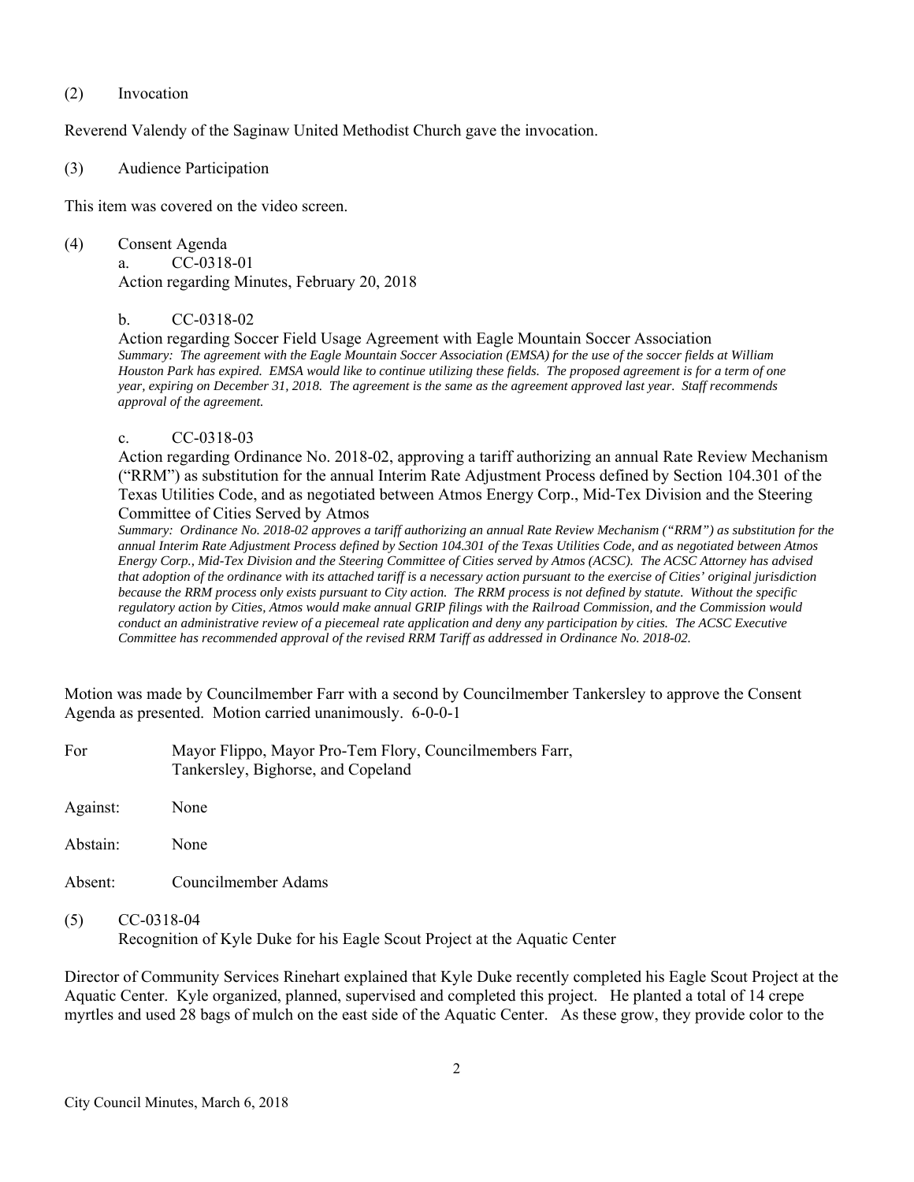(2) Invocation

Reverend Valendy of the Saginaw United Methodist Church gave the invocation.

(3) Audience Participation

This item was covered on the video screen.

(4) Consent Agenda

a. CC-0318-01
Action regarding Minutes, February 20, 2018

b. CC-0318-02
Action regarding Soccer Field Usage Agreement with Eagle Mountain Soccer Association
*Summary: The agreement with the Eagle Mountain Soccer Association (EMSA) for the use of the soccer fields at William Houston Park has expired. EMSA would like to continue utilizing these fields. The proposed agreement is for a term of one year, expiring on December 31, 2018. The agreement is the same as the agreement approved last year. Staff recommends approval of the agreement.*

c. CC-0318-03
Action regarding Ordinance No. 2018-02, approving a tariff authorizing an annual Rate Review Mechanism ("RRM") as substitution for the annual Interim Rate Adjustment Process defined by Section 104.301 of the Texas Utilities Code, and as negotiated between Atmos Energy Corp., Mid-Tex Division and the Steering Committee of Cities Served by Atmos
*Summary: Ordinance No. 2018-02 approves a tariff authorizing an annual Rate Review Mechanism ("RRM") as substitution for the annual Interim Rate Adjustment Process defined by Section 104.301 of the Texas Utilities Code, and as negotiated between Atmos Energy Corp., Mid-Tex Division and the Steering Committee of Cities served by Atmos (ACSC). The ACSC Attorney has advised that adoption of the ordinance with its attached tariff is a necessary action pursuant to the exercise of Cities' original jurisdiction because the RRM process only exists pursuant to City action. The RRM process is not defined by statute. Without the specific regulatory action by Cities, Atmos would make annual GRIP filings with the Railroad Commission, and the Commission would conduct an administrative review of a piecemeal rate application and deny any participation by cities. The ACSC Executive Committee has recommended approval of the revised RRM Tariff as addressed in Ordinance No. 2018-02.*

Motion was made by Councilmember Farr with a second by Councilmember Tankersley to approve the Consent Agenda as presented. Motion carried unanimously. 6-0-0-1

For: Mayor Flippo, Mayor Pro-Tem Flory, Councilmembers Farr, Tankersley, Bighorse, and Copeland

Against: None

Abstain: None

Absent: Councilmember Adams

(5) CC-0318-04
Recognition of Kyle Duke for his Eagle Scout Project at the Aquatic Center

Director of Community Services Rinehart explained that Kyle Duke recently completed his Eagle Scout Project at the Aquatic Center. Kyle organized, planned, supervised and completed this project. He planted a total of 14 crepe myrtles and used 28 bags of mulch on the east side of the Aquatic Center. As these grow, they provide color to the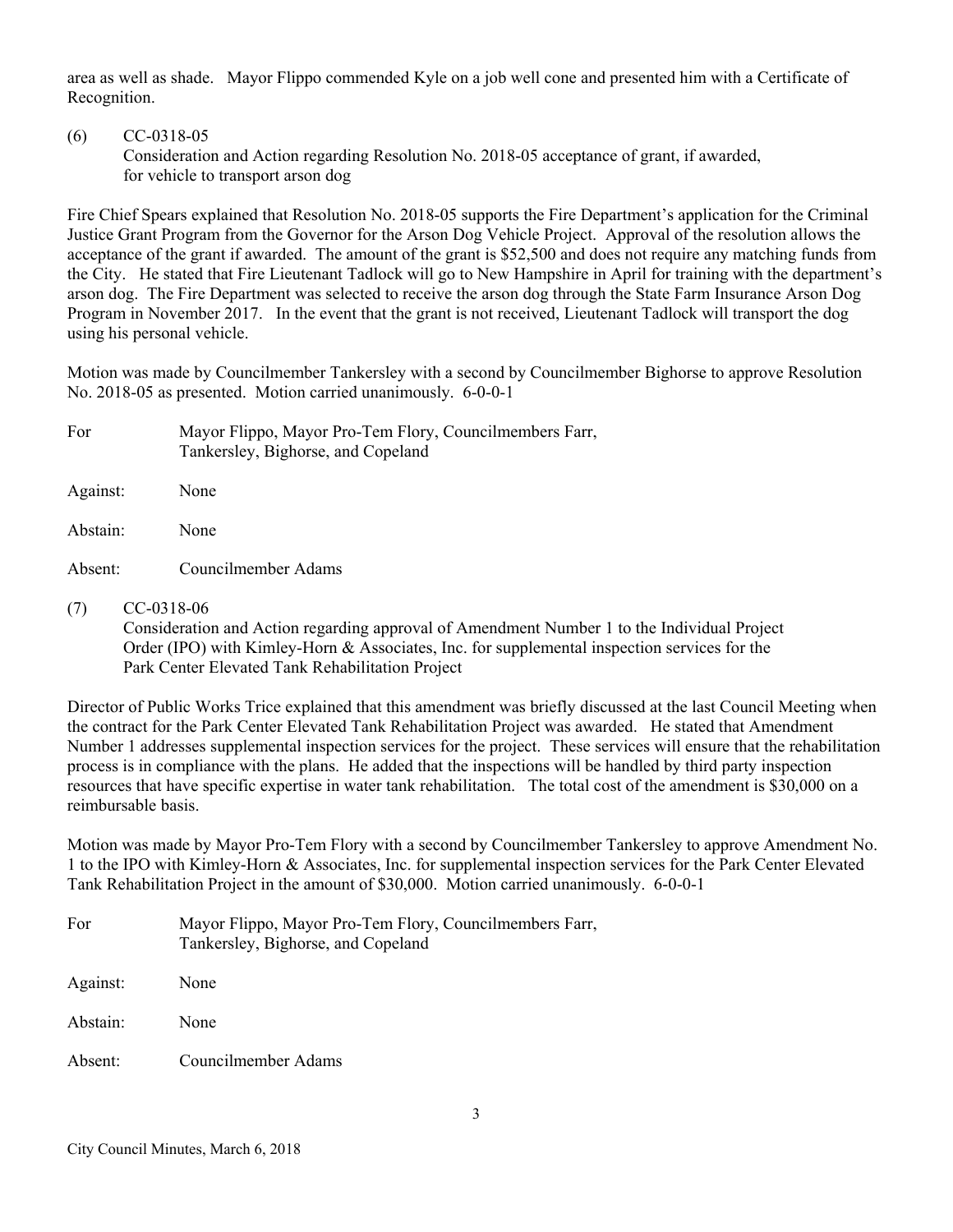area as well as shade. Mayor Flippo commended Kyle on a job well cone and presented him with a Certificate of Recognition.

(6) CC-0318-05
Consideration and Action regarding Resolution No. 2018-05 acceptance of grant, if awarded, for vehicle to transport arson dog

Fire Chief Spears explained that Resolution No. 2018-05 supports the Fire Department's application for the Criminal Justice Grant Program from the Governor for the Arson Dog Vehicle Project. Approval of the resolution allows the acceptance of the grant if awarded. The amount of the grant is $52,500 and does not require any matching funds from the City. He stated that Fire Lieutenant Tadlock will go to New Hampshire in April for training with the department's arson dog. The Fire Department was selected to receive the arson dog through the State Farm Insurance Arson Dog Program in November 2017. In the event that the grant is not received, Lieutenant Tadlock will transport the dog using his personal vehicle.

Motion was made by Councilmember Tankersley with a second by Councilmember Bighorse to approve Resolution No. 2018-05 as presented. Motion carried unanimously. 6-0-0-1

For: Mayor Flippo, Mayor Pro-Tem Flory, Councilmembers Farr, Tankersley, Bighorse, and Copeland

Against: None

Abstain: None

Absent: Councilmember Adams

(7) CC-0318-06
Consideration and Action regarding approval of Amendment Number 1 to the Individual Project Order (IPO) with Kimley-Horn & Associates, Inc. for supplemental inspection services for the Park Center Elevated Tank Rehabilitation Project

Director of Public Works Trice explained that this amendment was briefly discussed at the last Council Meeting when the contract for the Park Center Elevated Tank Rehabilitation Project was awarded. He stated that Amendment Number 1 addresses supplemental inspection services for the project. These services will ensure that the rehabilitation process is in compliance with the plans. He added that the inspections will be handled by third party inspection resources that have specific expertise in water tank rehabilitation. The total cost of the amendment is $30,000 on a reimbursable basis.

Motion was made by Mayor Pro-Tem Flory with a second by Councilmember Tankersley to approve Amendment No. 1 to the IPO with Kimley-Horn & Associates, Inc. for supplemental inspection services for the Park Center Elevated Tank Rehabilitation Project in the amount of $30,000. Motion carried unanimously. 6-0-0-1

For: Mayor Flippo, Mayor Pro-Tem Flory, Councilmembers Farr, Tankersley, Bighorse, and Copeland

Against: None

Abstain: None

Absent: Councilmember Adams

City Council Minutes, March 6, 2018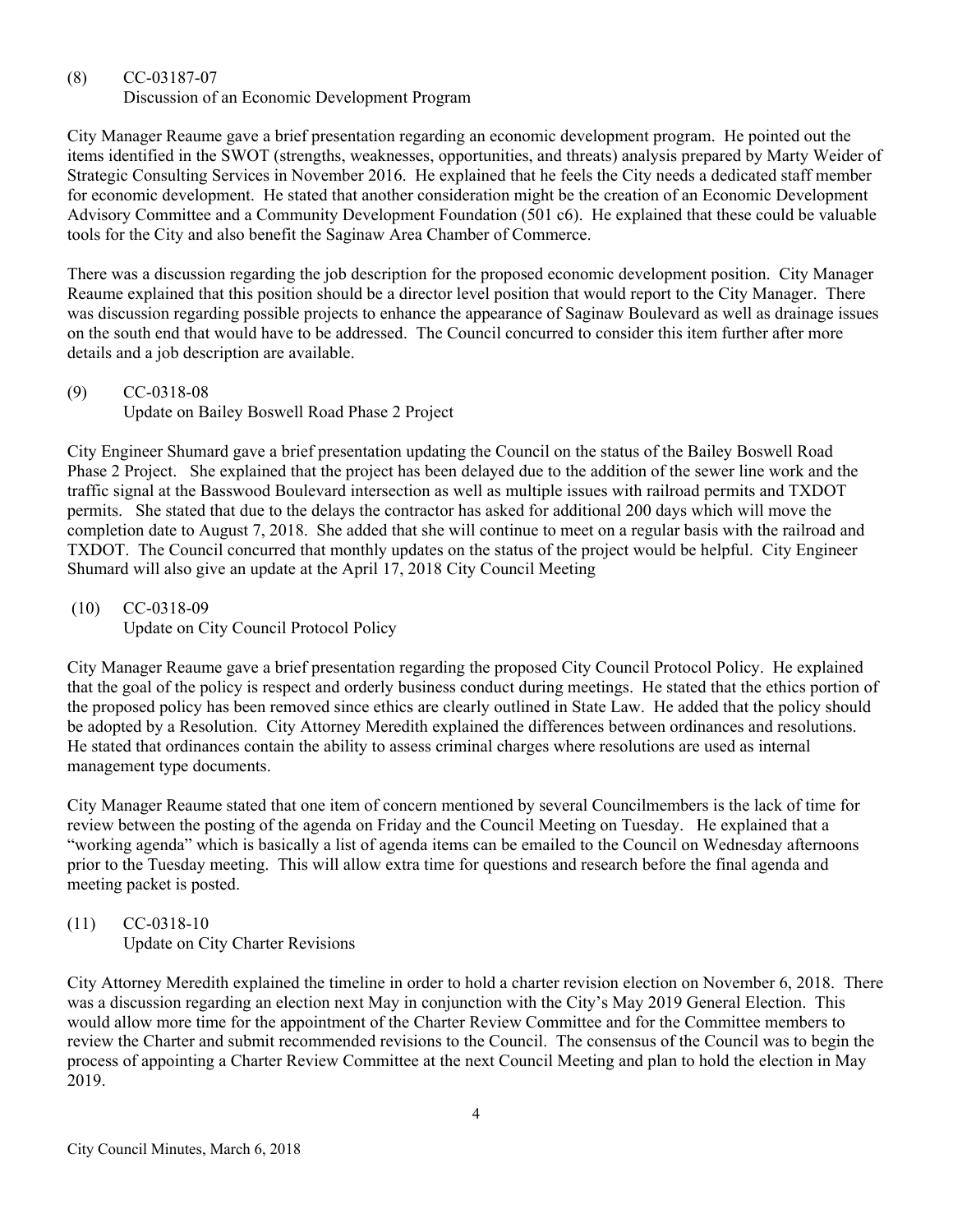(8) CC-03187-07
Discussion of an Economic Development Program

City Manager Reaume gave a brief presentation regarding an economic development program. He pointed out the items identified in the SWOT (strengths, weaknesses, opportunities, and threats) analysis prepared by Marty Weider of Strategic Consulting Services in November 2016. He explained that he feels the City needs a dedicated staff member for economic development. He stated that another consideration might be the creation of an Economic Development Advisory Committee and a Community Development Foundation (501 c6). He explained that these could be valuable tools for the City and also benefit the Saginaw Area Chamber of Commerce.

There was a discussion regarding the job description for the proposed economic development position. City Manager Reaume explained that this position should be a director level position that would report to the City Manager. There was discussion regarding possible projects to enhance the appearance of Saginaw Boulevard as well as drainage issues on the south end that would have to be addressed. The Council concurred to consider this item further after more details and a job description are available.

(9) CC-0318-08
Update on Bailey Boswell Road Phase 2 Project

City Engineer Shumard gave a brief presentation updating the Council on the status of the Bailey Boswell Road Phase 2 Project. She explained that the project has been delayed due to the addition of the sewer line work and the traffic signal at the Basswood Boulevard intersection as well as multiple issues with railroad permits and TXDOT permits. She stated that due to the delays the contractor has asked for additional 200 days which will move the completion date to August 7, 2018. She added that she will continue to meet on a regular basis with the railroad and TXDOT. The Council concurred that monthly updates on the status of the project would be helpful. City Engineer Shumard will also give an update at the April 17, 2018 City Council Meeting

(10) CC-0318-09
Update on City Council Protocol Policy

City Manager Reaume gave a brief presentation regarding the proposed City Council Protocol Policy. He explained that the goal of the policy is respect and orderly business conduct during meetings. He stated that the ethics portion of the proposed policy has been removed since ethics are clearly outlined in State Law. He added that the policy should be adopted by a Resolution. City Attorney Meredith explained the differences between ordinances and resolutions. He stated that ordinances contain the ability to assess criminal charges where resolutions are used as internal management type documents.

City Manager Reaume stated that one item of concern mentioned by several Councilmembers is the lack of time for review between the posting of the agenda on Friday and the Council Meeting on Tuesday. He explained that a "working agenda" which is basically a list of agenda items can be emailed to the Council on Wednesday afternoons prior to the Tuesday meeting. This will allow extra time for questions and research before the final agenda and meeting packet is posted.

(11) CC-0318-10
Update on City Charter Revisions

City Attorney Meredith explained the timeline in order to hold a charter revision election on November 6, 2018. There was a discussion regarding an election next May in conjunction with the City's May 2019 General Election. This would allow more time for the appointment of the Charter Review Committee and for the Committee members to review the Charter and submit recommended revisions to the Council. The consensus of the Council was to begin the process of appointing a Charter Review Committee at the next Council Meeting and plan to hold the election in May 2019.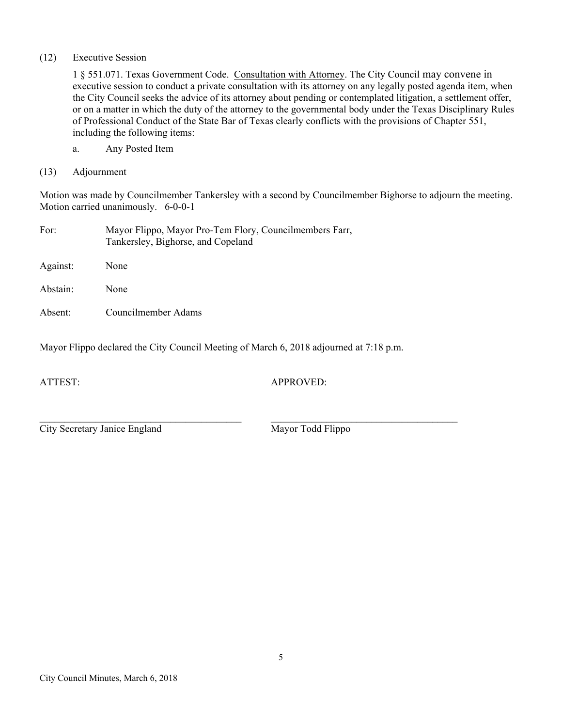(12) Executive Session

1 § 551.071. Texas Government Code. Consultation with Attorney. The City Council may convene in executive session to conduct a private consultation with its attorney on any legally posted agenda item, when the City Council seeks the advice of its attorney about pending or contemplated litigation, a settlement offer, or on a matter in which the duty of the attorney to the governmental body under the Texas Disciplinary Rules of Professional Conduct of the State Bar of Texas clearly conflicts with the provisions of Chapter 551, including the following items:

a. Any Posted Item

(13) Adjournment

Motion was made by Councilmember Tankersley with a second by Councilmember Bighorse to adjourn the meeting. Motion carried unanimously. 6-0-0-1

| | |
|---|---|
| For: | Mayor Flippo, Mayor Pro-Tem Flory, Councilmembers Farr, Tankersley, Bighorse, and Copeland |
| Against: | None |
| Abstain: | None |
| Absent: | Councilmember Adams |

Mayor Flippo declared the City Council Meeting of March 6, 2018 adjourned at 7:18 p.m.

ATTEST:

APPROVED:

\_\_\_\_\_\_\_\_\_\_\_\_\_\_\_\_\_\_\_\_\_\_\_\_\_\_\_\_\_\_\_\_\_\_\_\_\_\_\_\_
City Secretary Janice England

\_\_\_\_\_\_\_\_\_\_\_\_\_\_\_\_\_\_\_\_\_\_\_\_\_\_\_\_\_\_\_\_\_\_\_\_\_\_
Mayor Todd Flippo